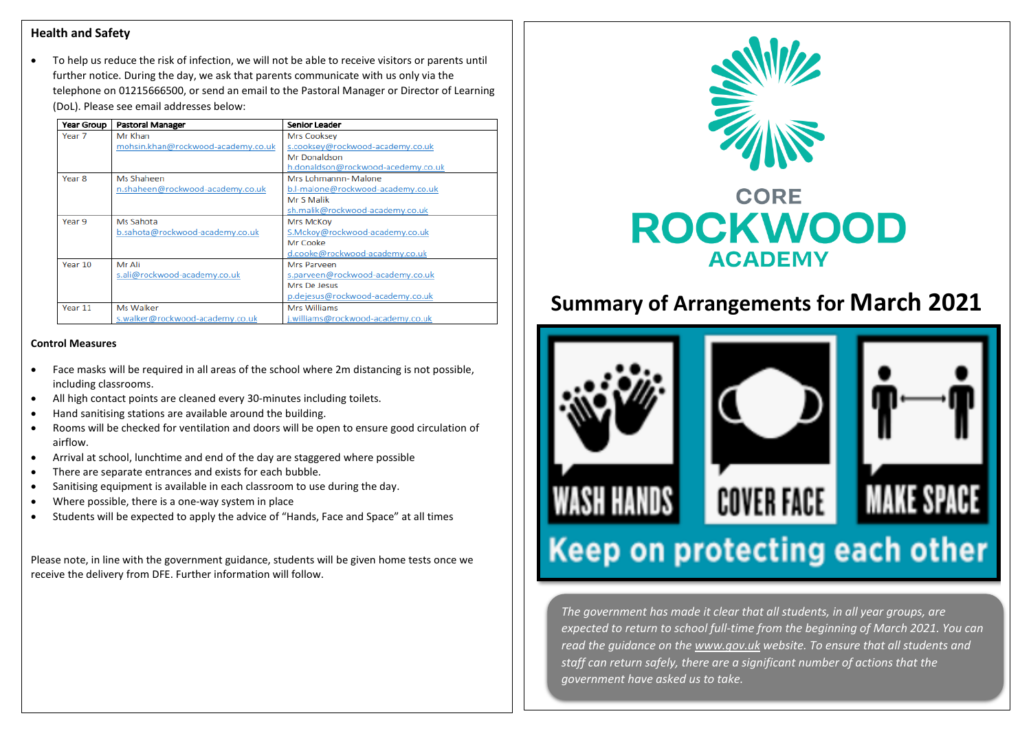## Health and Safety

- To help us reduce the risk of infection, we will not be able to receive visitors or parents until further notice. During the day, we ask that parents communicate with us only via the telephone on 01215666500, or send an email to the Pastoral Manager or Director of Learning (DoL). Please see email addresses below:

| Year Group | Pastoral Manager | Senior Leader |
|---|---|---|
| Year 7 | Mr Khan<br>mohsin.khan@rockwood-academy.co.uk | Mrs Cooksey<br>s.cooksey@rockwood-academy.co.uk<br>Mr Donaldson<br>h.donaldson@rockwood-acedemy.co.uk |
| Year 8 | Ms Shaheen<br>n.shaheen@rockwood-academy.co.uk | Mrs Lohmannn- Malone<br>b.l-malone@rockwood-academy.co.uk<br>Mr S Malik<br>sh.malik@rockwood-academy.co.uk |
| Year 9 | Ms Sahota<br>b.sahota@rockwood-academy.co.uk | Mrs McKoy<br>S.Mckoy@rockwood-academy.co.uk<br>Mr Cooke<br>d.cooke@rockwood-academy.co.uk |
| Year 10 | Mr Ali<br>s.ali@rockwood-academy.co.uk | Mrs Parveen<br>s.parveen@rockwood-academy.co.uk<br>Mrs De Jesus<br>p.dejesus@rockwood-academy.co.uk |
| Year 11 | Ms Walker<br>s.walker@rockwood-academy.co.uk | Mrs Williams<br>j.williams@rockwood-academy.co.uk |

## Control Measures

- Face masks will be required in all areas of the school where 2m distancing is not possible, including classrooms.
- All high contact points are cleaned every 30-minutes including toilets.
- Hand sanitising stations are available around the building.
- Rooms will be checked for ventilation and doors will be open to ensure good circulation of airflow.
- Arrival at school, lunchtime and end of the day are staggered where possible
- There are separate entrances and exists for each bubble.
- Sanitising equipment is available in each classroom to use during the day.
- Where possible, there is a one-way system in place
- Students will be expected to apply the advice of "Hands, Face and Space" at all times

Please note, in line with the government guidance, students will be given home tests once we receive the delivery from DFE. Further information will follow.

CORE
ROCKWOOD
ACADEMY

# Summary of Arrangements for March 2021

WASH HANDS | COVER FACE | MAKE SPACE

Keep on protecting each other

*The government has made it clear that all students, in all year groups, are expected to return to school full-time from the beginning of March 2021. You can read the guidance on the www.gov.uk website. To ensure that all students and staff can return safely, there are a significant number of actions that the government have asked us to take.*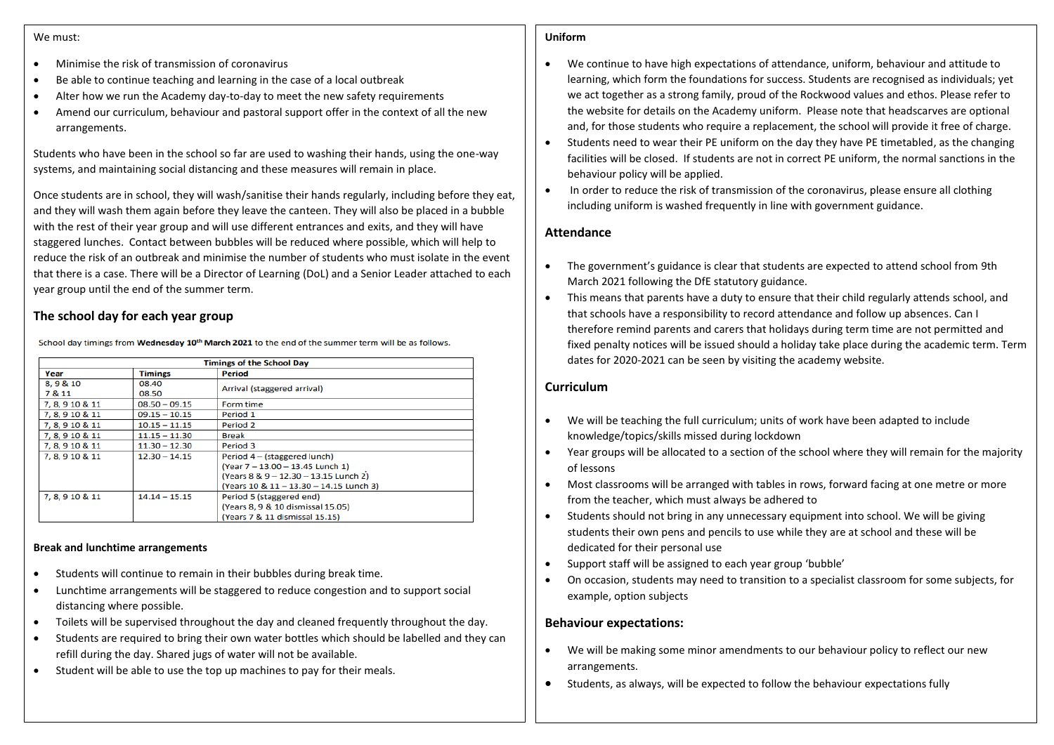We must:

- Minimise the risk of transmission of coronavirus
- Be able to continue teaching and learning in the case of a local outbreak
- Alter how we run the Academy day-to-day to meet the new safety requirements
- Amend our curriculum, behaviour and pastoral support offer in the context of all the new arrangements.

Students who have been in the school so far are used to washing their hands, using the one-way systems, and maintaining social distancing and these measures will remain in place.

Once students are in school, they will wash/sanitise their hands regularly, including before they eat, and they will wash them again before they leave the canteen. They will also be placed in a bubble with the rest of their year group and will use different entrances and exits, and they will have staggered lunches. Contact between bubbles will be reduced where possible, which will help to reduce the risk of an outbreak and minimise the number of students who must isolate in the event that there is a case. There will be a Director of Learning (DoL) and a Senior Leader attached to each year group until the end of the summer term.

## The school day for each year group

School day timings from **Wednesday 10th March 2021** to the end of the summer term will be as follows.

| Timings of the School Day | | |
|---|---|---|
| **Year** | **Timings** | **Period** |
| 8, 9 & 10<br>7 & 11 | 08.40<br>08.50 | Arrival (staggered arrival) |
| 7, 8, 9 10 & 11 | 08.50 – 09.15 | Form time |
| 7, 8, 9 10 & 11 | 09.15 – 10.15 | Period 1 |
| 7, 8, 9 10 & 11 | 10.15 – 11.15 | Period 2 |
| 7, 8, 9 10 & 11 | 11.15 – 11.30 | Break |
| 7, 8, 9 10 & 11 | 11.30 – 12.30 | Period 3 |
| 7, 8, 9 10 & 11 | 12.30 – 14.15 | Period 4 – (staggered lunch)<br>(Year 7 – 13.00 – 13.45 Lunch 1)<br>(Years 8 & 9 – 12.30 – 13.15 Lunch 2)<br>(Years 10 & 11 – 13.30 – 14.15 Lunch 3) |
| 7, 8, 9 10 & 11 | 14.14 – 15.15 | Period 5 (staggered end)<br>(Years 8, 9 & 10 dismissal 15.05)<br>(Years 7 & 11 dismissal 15.15) |

**Break and lunchtime arrangements**

- Students will continue to remain in their bubbles during break time.
- Lunchtime arrangements will be staggered to reduce congestion and to support social distancing where possible.
- Toilets will be supervised throughout the day and cleaned frequently throughout the day.
- Students are required to bring their own water bottles which should be labelled and they can refill during the day. Shared jugs of water will not be available.
- Student will be able to use the top up machines to pay for their meals.

**Uniform**

- We continue to have high expectations of attendance, uniform, behaviour and attitude to learning, which form the foundations for success. Students are recognised as individuals; yet we act together as a strong family, proud of the Rockwood values and ethos. Please refer to the website for details on the Academy uniform. Please note that headscarves are optional and, for those students who require a replacement, the school will provide it free of charge.
- Students need to wear their PE uniform on the day they have PE timetabled, as the changing facilities will be closed. If students are not in correct PE uniform, the normal sanctions in the behaviour policy will be applied.
- In order to reduce the risk of transmission of the coronavirus, please ensure all clothing including uniform is washed frequently in line with government guidance.

## Attendance

- The government's guidance is clear that students are expected to attend school from 9th March 2021 following the DfE statutory guidance.
- This means that parents have a duty to ensure that their child regularly attends school, and that schools have a responsibility to record attendance and follow up absences. Can I therefore remind parents and carers that holidays during term time are not permitted and fixed penalty notices will be issued should a holiday take place during the academic term. Term dates for 2020-2021 can be seen by visiting the academy website.

## Curriculum

- We will be teaching the full curriculum; units of work have been adapted to include knowledge/topics/skills missed during lockdown
- Year groups will be allocated to a section of the school where they will remain for the majority of lessons
- Most classrooms will be arranged with tables in rows, forward facing at one metre or more from the teacher, which must always be adhered to
- Students should not bring in any unnecessary equipment into school. We will be giving students their own pens and pencils to use while they are at school and these will be dedicated for their personal use
- Support staff will be assigned to each year group 'bubble'
- On occasion, students may need to transition to a specialist classroom for some subjects, for example, option subjects

## Behaviour expectations:

- We will be making some minor amendments to our behaviour policy to reflect our new arrangements.
- Students, as always, will be expected to follow the behaviour expectations fully